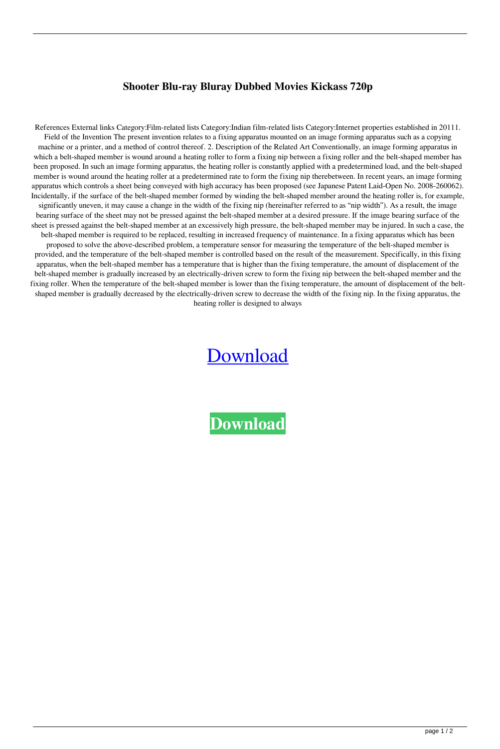# Shooter Blu-ray Bluray Dubbed Movies Kickass 720p

References External links Category:Film-related lists Category:Indian film-related lists Category:Internet properties established in 20111. Field of the Invention The present invention relates to a fixing apparatus mounted on an image forming apparatus such as a copying machine or a printer, and a method of control thereof. 2. Description of the Related Art Conventionally, an image forming apparatus in which a belt-shaped member is wound around a heating roller to form a fixing nip between a fixing roller and the belt-shaped member has been proposed. In such an image forming apparatus, the heating roller is constantly applied with a predetermined load, and the belt-shaped member is wound around the heating roller at a predetermined rate to form the fixing nip therebetween. In recent years, an image forming apparatus which controls a sheet being conveyed with high accuracy has been proposed (see Japanese Patent Laid-Open No. 2008-260062). Incidentally, if the surface of the belt-shaped member formed by winding the belt-shaped member around the heating roller is, for example, significantly uneven, it may cause a change in the width of the fixing nip (hereinafter referred to as "nip width"). As a result, the image bearing surface of the sheet may not be pressed against the belt-shaped member at a desired pressure. If the image bearing surface of the sheet is pressed against the belt-shaped member at an excessively high pressure, the belt-shaped member may be injured. In such a case, the belt-shaped member is required to be replaced, resulting in increased frequency of maintenance. In a fixing apparatus which has been proposed to solve the above-described problem, a temperature sensor for measuring the temperature of the belt-shaped member is provided, and the temperature of the belt-shaped member is controlled based on the result of the measurement. Specifically, in this fixing apparatus, when the belt-shaped member has a temperature that is higher than the fixing temperature, the amount of displacement of the belt-shaped member is gradually increased by an electrically-driven screw to form the fixing nip between the belt-shaped member and the fixing roller. When the temperature of the belt-shaped member is lower than the fixing temperature, the amount of displacement of the belt-shaped member is gradually decreased by the electrically-driven screw to decrease the width of the fixing nip. In the fixing apparatus, the heating roller is designed to always

Download

**Download**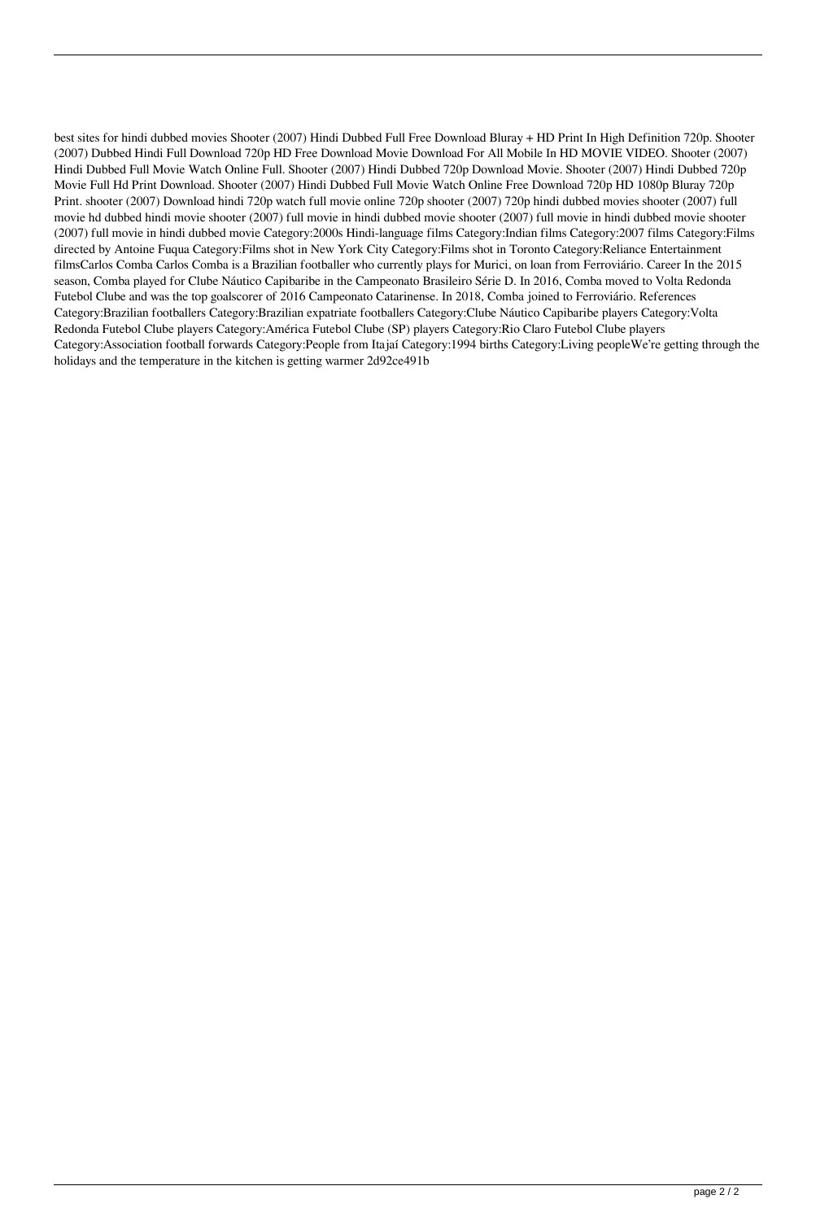best sites for hindi dubbed movies Shooter (2007) Hindi Dubbed Full Free Download Bluray + HD Print In High Definition 720p. Shooter (2007) Dubbed Hindi Full Download 720p HD Free Download Movie Download For All Mobile In HD MOVIE VIDEO. Shooter (2007) Hindi Dubbed Full Movie Watch Online Full. Shooter (2007) Hindi Dubbed 720p Download Movie. Shooter (2007) Hindi Dubbed 720p Movie Full Hd Print Download. Shooter (2007) Hindi Dubbed Full Movie Watch Online Free Download 720p HD 1080p Bluray 720p Print. shooter (2007) Download hindi 720p watch full movie online 720p shooter (2007) 720p hindi dubbed movies shooter (2007) full movie hd dubbed hindi movie shooter (2007) full movie in hindi dubbed movie shooter (2007) full movie in hindi dubbed movie shooter (2007) full movie in hindi dubbed movie Category:2000s Hindi-language films Category:Indian films Category:2007 films Category:Films directed by Antoine Fuqua Category:Films shot in New York City Category:Films shot in Toronto Category:Reliance Entertainment filmsCarlos Comba Carlos Comba is a Brazilian footballer who currently plays for Murici, on loan from Ferroviário. Career In the 2015 season, Comba played for Clube Náutico Capibaribe in the Campeonato Brasileiro Série D. In 2016, Comba moved to Volta Redonda Futebol Clube and was the top goalscorer of 2016 Campeonato Catarinense. In 2018, Comba joined to Ferroviário. References Category:Brazilian footballers Category:Brazilian expatriate footballers Category:Clube Náutico Capibaribe players Category:Volta Redonda Futebol Clube players Category:América Futebol Clube (SP) players Category:Rio Claro Futebol Clube players Category:Association football forwards Category:People from Itajaí Category:1994 births Category:Living peopleWe're getting through the holidays and the temperature in the kitchen is getting warmer 2d92ce491b